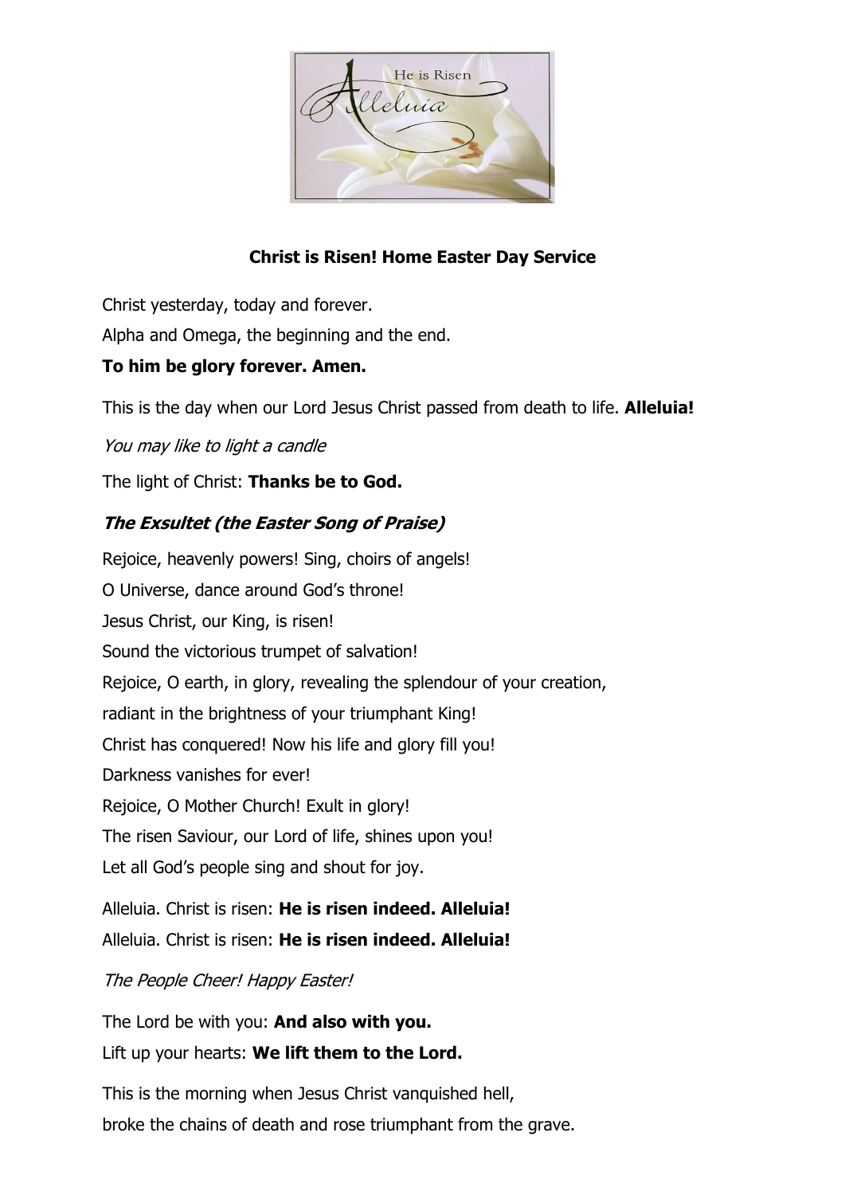## Christ is Risen! Home Easter Day Service

Christ yesterday, today and forever.

Alpha and Omega, the beginning and the end.

**To him be glory forever. Amen.**

This is the day when our Lord Jesus Christ passed from death to life. **Alleluia!**

*You may like to light a candle*

The light of Christ: **Thanks be to God.**

### *The Exsultet (the Easter Song of Praise)*

Rejoice, heavenly powers! Sing, choirs of angels!

O Universe, dance around God's throne!

Jesus Christ, our King, is risen!

Sound the victorious trumpet of salvation!

Rejoice, O earth, in glory, revealing the splendour of your creation,

radiant in the brightness of your triumphant King!

Christ has conquered! Now his life and glory fill you!

Darkness vanishes for ever!

Rejoice, O Mother Church! Exult in glory!

The risen Saviour, our Lord of life, shines upon you!

Let all God's people sing and shout for joy.

Alleluia. Christ is risen: **He is risen indeed. Alleluia!**

Alleluia. Christ is risen: **He is risen indeed. Alleluia!**

*The People Cheer! Happy Easter!*

The Lord be with you: **And also with you.**

Lift up your hearts: **We lift them to the Lord.**

This is the morning when Jesus Christ vanquished hell,

broke the chains of death and rose triumphant from the grave.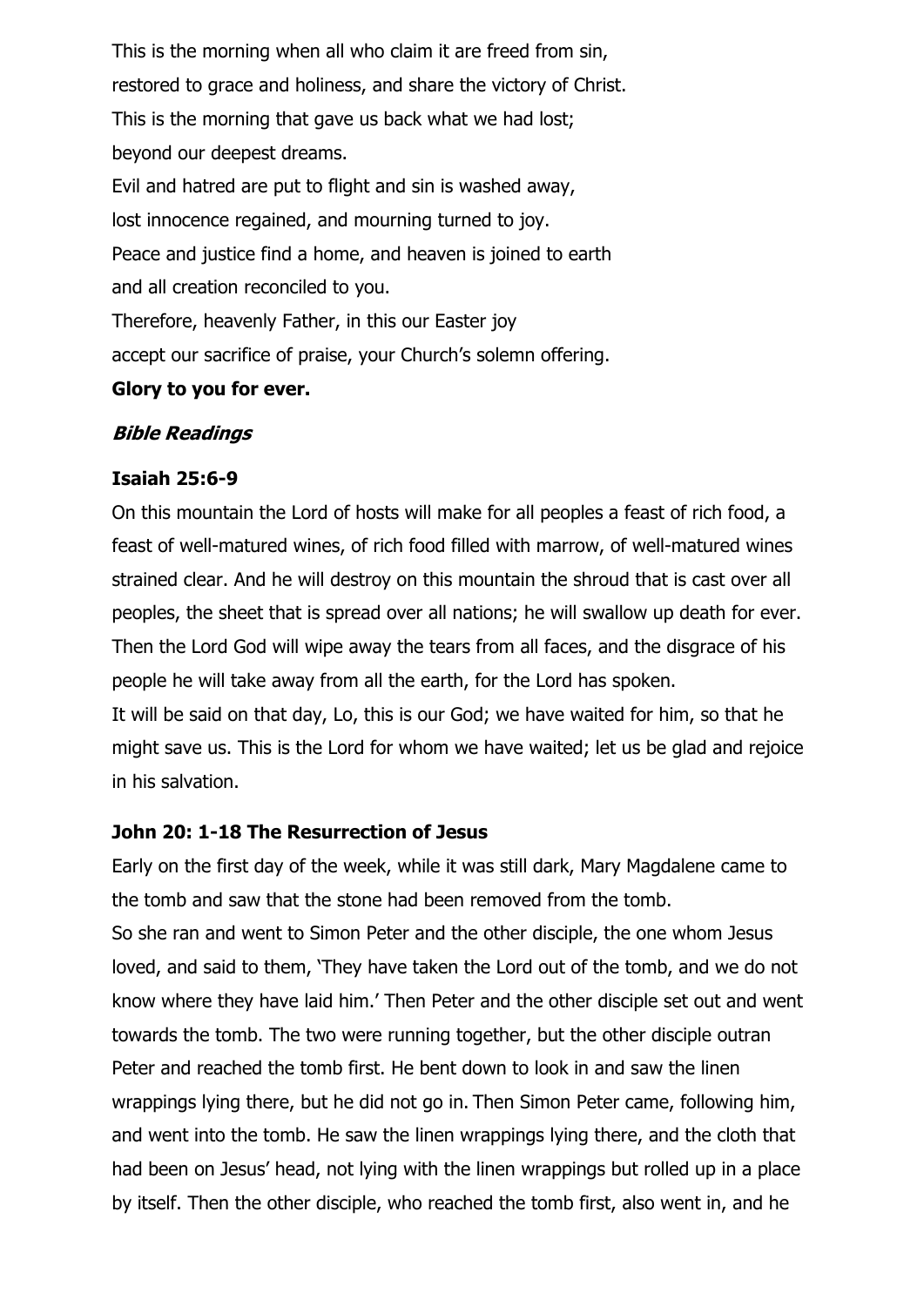This is the morning when all who claim it are freed from sin,
restored to grace and holiness, and share the victory of Christ.
This is the morning that gave us back what we had lost;
beyond our deepest dreams.
Evil and hatred are put to flight and sin is washed away,
lost innocence regained, and mourning turned to joy.
Peace and justice find a home, and heaven is joined to earth
and all creation reconciled to you.
Therefore, heavenly Father, in this our Easter joy
accept our sacrifice of praise, your Church's solemn offering.
**Glory to you for ever.**

### ***Bible Readings***

**Isaiah 25:6-9**

On this mountain the Lord of hosts will make for all peoples a feast of rich food, a feast of well-matured wines, of rich food filled with marrow, of well-matured wines strained clear. And he will destroy on this mountain the shroud that is cast over all peoples, the sheet that is spread over all nations; he will swallow up death for ever. Then the Lord God will wipe away the tears from all faces, and the disgrace of his people he will take away from all the earth, for the Lord has spoken.
It will be said on that day, Lo, this is our God; we have waited for him, so that he might save us. This is the Lord for whom we have waited; let us be glad and rejoice in his salvation.

**John 20: 1-18 The Resurrection of Jesus**

Early on the first day of the week, while it was still dark, Mary Magdalene came to the tomb and saw that the stone had been removed from the tomb.
So she ran and went to Simon Peter and the other disciple, the one whom Jesus loved, and said to them, 'They have taken the Lord out of the tomb, and we do not know where they have laid him.' Then Peter and the other disciple set out and went towards the tomb. The two were running together, but the other disciple outran Peter and reached the tomb first. He bent down to look in and saw the linen wrappings lying there, but he did not go in. Then Simon Peter came, following him, and went into the tomb. He saw the linen wrappings lying there, and the cloth that had been on Jesus' head, not lying with the linen wrappings but rolled up in a place by itself. Then the other disciple, who reached the tomb first, also went in, and he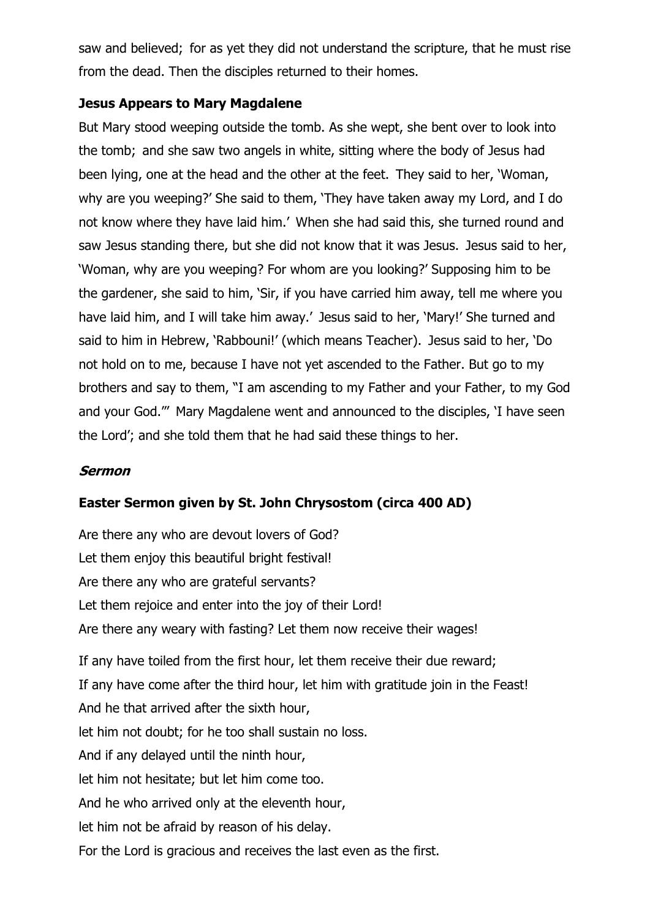saw and believed; for as yet they did not understand the scripture, that he must rise from the dead. Then the disciples returned to their homes.

**Jesus Appears to Mary Magdalene**

But Mary stood weeping outside the tomb. As she wept, she bent over to look into the tomb; and she saw two angels in white, sitting where the body of Jesus had been lying, one at the head and the other at the feet. They said to her, 'Woman, why are you weeping?' She said to them, 'They have taken away my Lord, and I do not know where they have laid him.' When she had said this, she turned round and saw Jesus standing there, but she did not know that it was Jesus. Jesus said to her, 'Woman, why are you weeping? For whom are you looking?' Supposing him to be the gardener, she said to him, 'Sir, if you have carried him away, tell me where you have laid him, and I will take him away.' Jesus said to her, 'Mary!' She turned and said to him in Hebrew, 'Rabbouni!' (which means Teacher). Jesus said to her, 'Do not hold on to me, because I have not yet ascended to the Father. But go to my brothers and say to them, "I am ascending to my Father and your Father, to my God and your God."' Mary Magdalene went and announced to the disciples, 'I have seen the Lord'; and she told them that he had said these things to her.

***Sermon***

**Easter Sermon given by St. John Chrysostom (circa 400 AD)**

Are there any who are devout lovers of God?
Let them enjoy this beautiful bright festival!
Are there any who are grateful servants?
Let them rejoice and enter into the joy of their Lord!
Are there any weary with fasting? Let them now receive their wages!

If any have toiled from the first hour, let them receive their due reward;
If any have come after the third hour, let him with gratitude join in the Feast!
And he that arrived after the sixth hour,
let him not doubt; for he too shall sustain no loss.
And if any delayed until the ninth hour,
let him not hesitate; but let him come too.
And he who arrived only at the eleventh hour,
let him not be afraid by reason of his delay.
For the Lord is gracious and receives the last even as the first.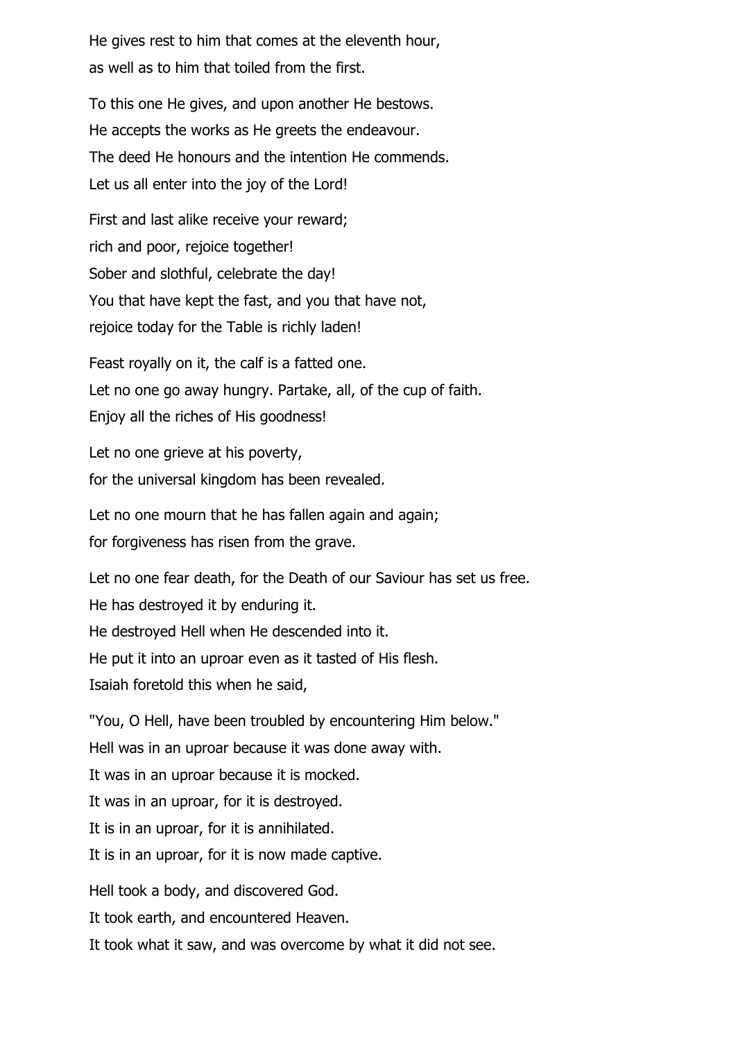He gives rest to him that comes at the eleventh hour,
as well as to him that toiled from the first.

To this one He gives, and upon another He bestows.
He accepts the works as He greets the endeavour.
The deed He honours and the intention He commends.
Let us all enter into the joy of the Lord!

First and last alike receive your reward;
rich and poor, rejoice together!
Sober and slothful, celebrate the day!
You that have kept the fast, and you that have not,
rejoice today for the Table is richly laden!

Feast royally on it, the calf is a fatted one.
Let no one go away hungry. Partake, all, of the cup of faith.
Enjoy all the riches of His goodness!

Let no one grieve at his poverty,
for the universal kingdom has been revealed.

Let no one mourn that he has fallen again and again;
for forgiveness has risen from the grave.

Let no one fear death, for the Death of our Saviour has set us free.
He has destroyed it by enduring it.
He destroyed Hell when He descended into it.
He put it into an uproar even as it tasted of His flesh.
Isaiah foretold this when he said,

"You, O Hell, have been troubled by encountering Him below."
Hell was in an uproar because it was done away with.
It was in an uproar because it is mocked.
It was in an uproar, for it is destroyed.
It is in an uproar, for it is annihilated.
It is in an uproar, for it is now made captive.

Hell took a body, and discovered God.
It took earth, and encountered Heaven.
It took what it saw, and was overcome by what it did not see.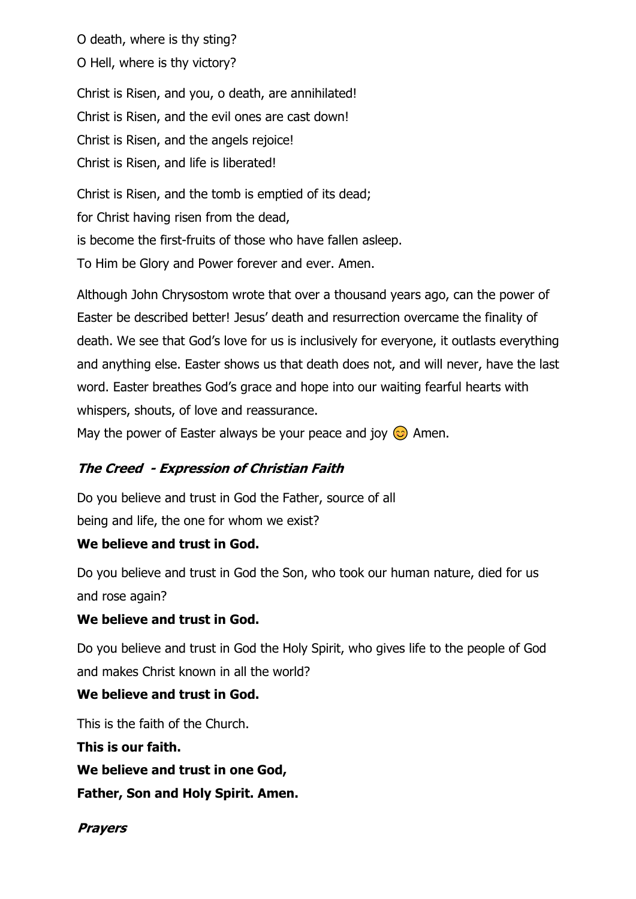O death, where is thy sting?
O Hell, where is thy victory?

Christ is Risen, and you, o death, are annihilated!
Christ is Risen, and the evil ones are cast down!
Christ is Risen, and the angels rejoice!
Christ is Risen, and life is liberated!

Christ is Risen, and the tomb is emptied of its dead;
for Christ having risen from the dead,
is become the first-fruits of those who have fallen asleep.
To Him be Glory and Power forever and ever. Amen.

Although John Chrysostom wrote that over a thousand years ago, can the power of Easter be described better! Jesus' death and resurrection overcame the finality of death. We see that God's love for us is inclusively for everyone, it outlasts everything and anything else. Easter shows us that death does not, and will never, have the last word. Easter breathes God's grace and hope into our waiting fearful hearts with whispers, shouts, of love and reassurance.
May the power of Easter always be your peace and joy 😊 Amen.

### *The Creed - Expression of Christian Faith*

Do you believe and trust in God the Father, source of all being and life, the one for whom we exist?

**We believe and trust in God.**

Do you believe and trust in God the Son, who took our human nature, died for us and rose again?

**We believe and trust in God.**

Do you believe and trust in God the Holy Spirit, who gives life to the people of God and makes Christ known in all the world?

**We believe and trust in God.**

This is the faith of the Church.

**This is our faith.**
**We believe and trust in one God,**
**Father, Son and Holy Spirit. Amen.**

### *Prayers*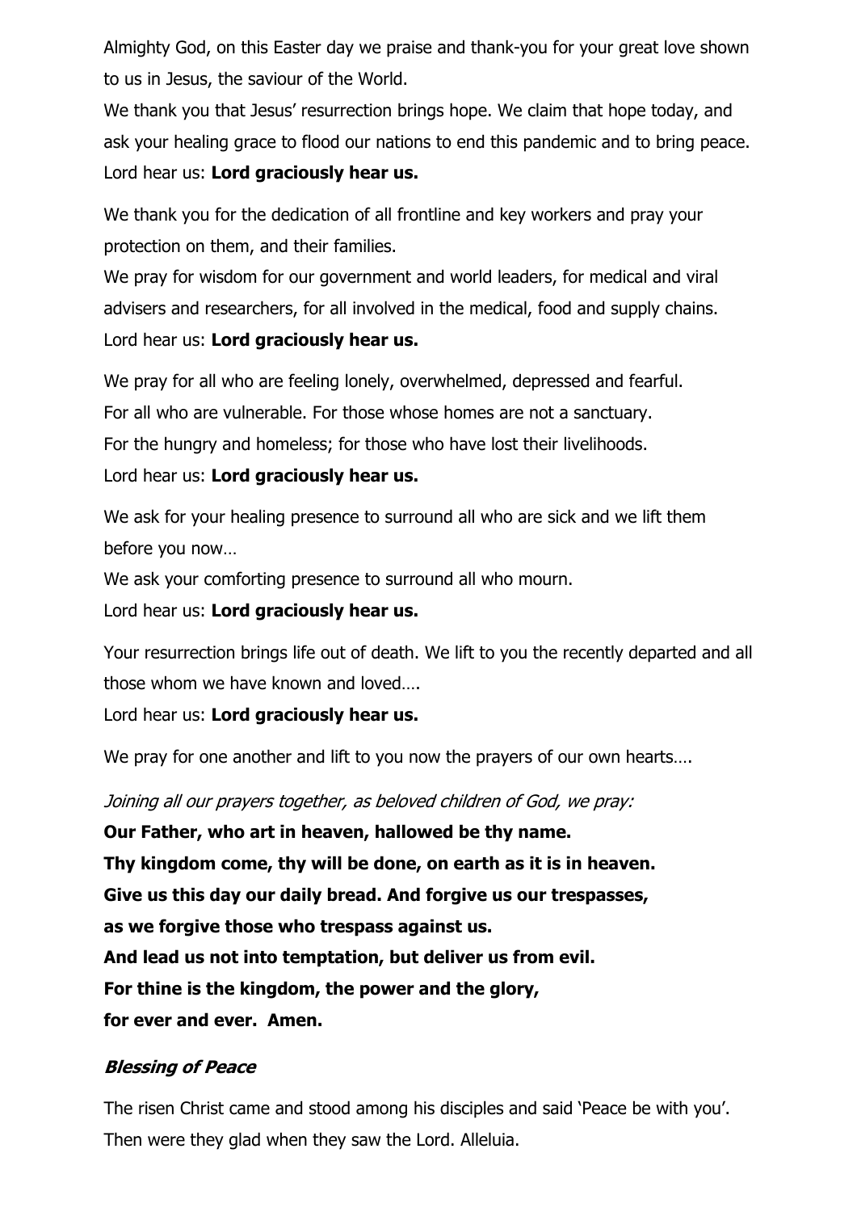Almighty God, on this Easter day we praise and thank-you for your great love shown to us in Jesus, the saviour of the World.
We thank you that Jesus' resurrection brings hope. We claim that hope today, and ask your healing grace to flood our nations to end this pandemic and to bring peace.
Lord hear us: **Lord graciously hear us.**

We thank you for the dedication of all frontline and key workers and pray your protection on them, and their families.
We pray for wisdom for our government and world leaders, for medical and viral advisers and researchers, for all involved in the medical, food and supply chains.
Lord hear us: **Lord graciously hear us.**

We pray for all who are feeling lonely, overwhelmed, depressed and fearful.
For all who are vulnerable. For those whose homes are not a sanctuary.
For the hungry and homeless; for those who have lost their livelihoods.
Lord hear us: **Lord graciously hear us.**

We ask for your healing presence to surround all who are sick and we lift them before you now…
We ask your comforting presence to surround all who mourn.
Lord hear us: **Lord graciously hear us.**

Your resurrection brings life out of death. We lift to you the recently departed and all those whom we have known and loved….
Lord hear us: **Lord graciously hear us.**

We pray for one another and lift to you now the prayers of our own hearts….

*Joining all our prayers together, as beloved children of God, we pray:*
**Our Father, who art in heaven, hallowed be thy name.**
**Thy kingdom come, thy will be done, on earth as it is in heaven.**
**Give us this day our daily bread. And forgive us our trespasses,**
**as we forgive those who trespass against us.**
**And lead us not into temptation, but deliver us from evil.**
**For thine is the kingdom, the power and the glory,**
**for ever and ever. Amen.**

### *Blessing of Peace*

The risen Christ came and stood among his disciples and said 'Peace be with you'.
Then were they glad when they saw the Lord. Alleluia.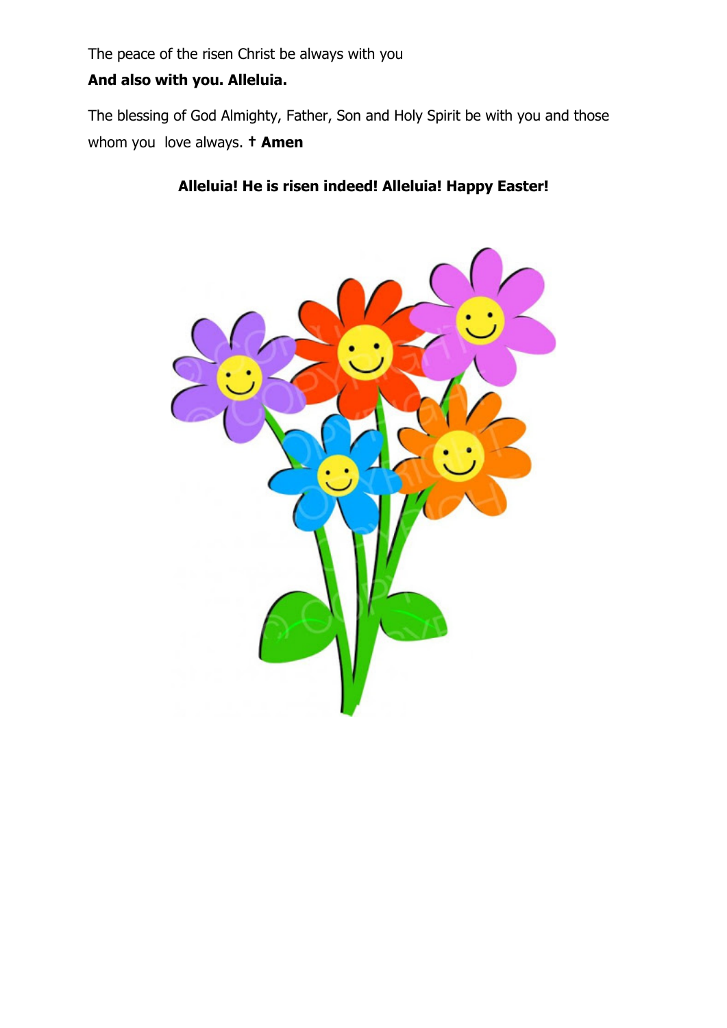The peace of the risen Christ be always with you

**And also with you. Alleluia.**

The blessing of God Almighty, Father, Son and Holy Spirit be with you and those whom you love always. ✝ **Amen**

**Alleluia! He is risen indeed! Alleluia! Happy Easter!**